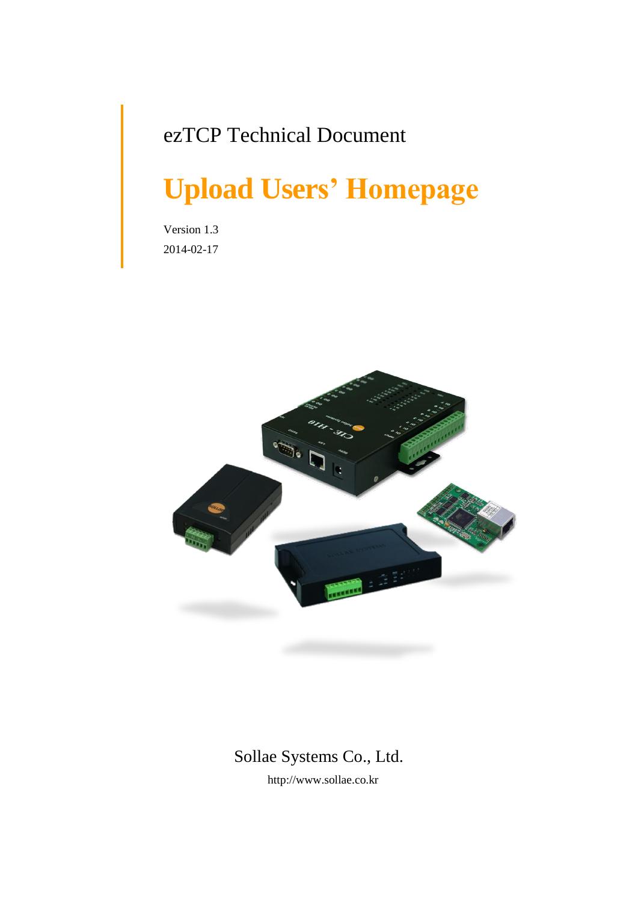ezTCP Technical Document

# Upload Users' Homepage

Version 1.3

2014-02-17

Sollae Systems Co., Ltd.

http://www.sollae.co.kr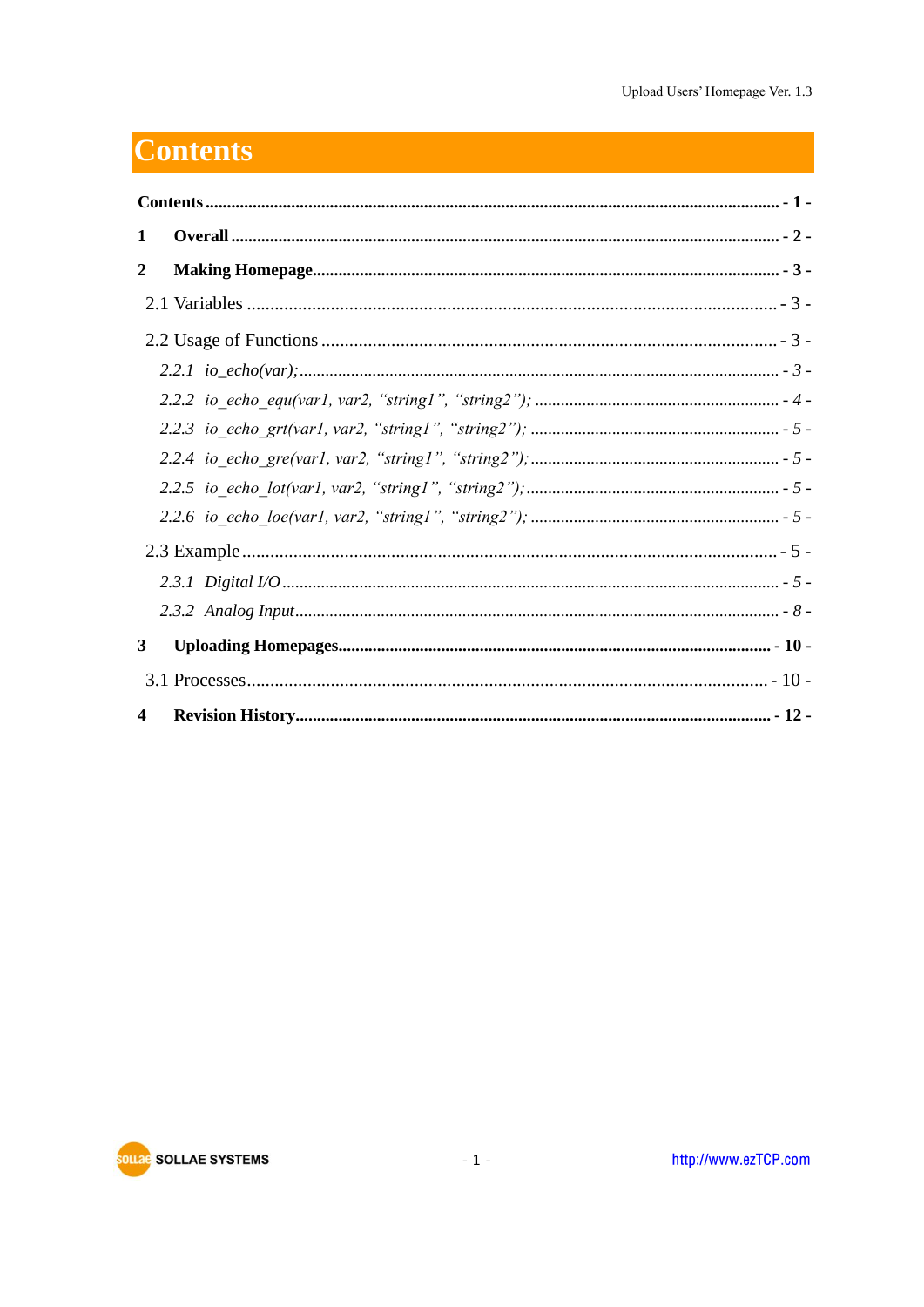# Contents

**Contents** .................................................. - 1 -

**1 Overall** .................................................. - 2 -

**2 Making Homepage** .................................................. - 3 -

2.1 Variables .................................................. - 3 -

2.2 Usage of Functions .................................................. - 3 -

*2.2.1 io_echo(var);* .................................................. *- 3 -*

*2.2.2 io_echo_equ(var1, var2, "string1", "string2");* .................................................. *- 4 -*

*2.2.3 io_echo_grt(var1, var2, "string1", "string2");* .................................................. *- 5 -*

*2.2.4 io_echo_gre(var1, var2, "string1", "string2");* .................................................. *- 5 -*

*2.2.5 io_echo_lot(var1, var2, "string1", "string2");* .................................................. *- 5 -*

*2.2.6 io_echo_loe(var1, var2, "string1", "string2");* .................................................. *- 5 -*

2.3 Example .................................................. - 5 -

*2.3.1 Digital I/O* .................................................. *- 5 -*

*2.3.2 Analog Input* .................................................. *- 8 -*

**3 Uploading Homepages** .................................................. - 10 -

3.1 Processes .................................................. - 10 -

**4 Revision History** .................................................. - 12 -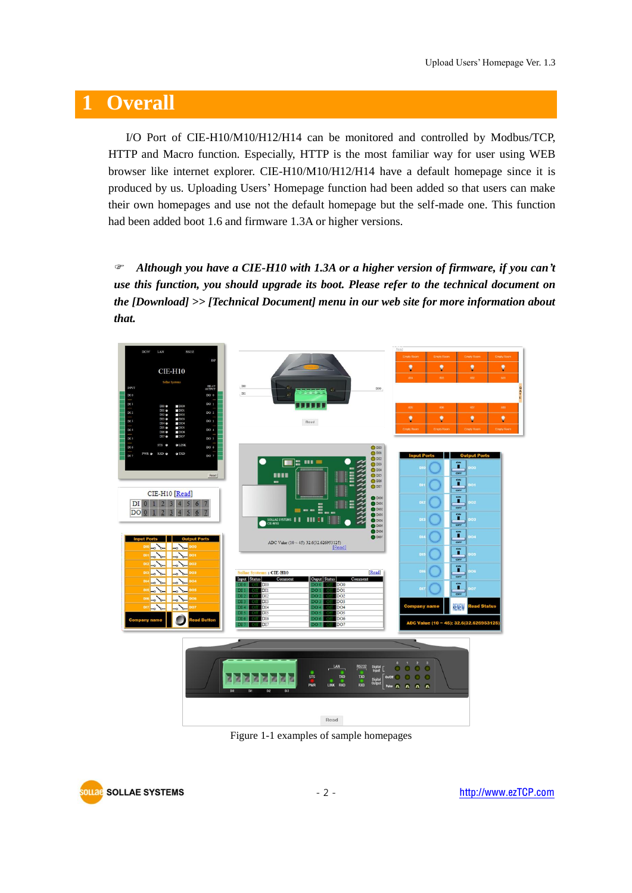# 1 Overall

I/O Port of CIE-H10/M10/H12/H14 can be monitored and controlled by Modbus/TCP, HTTP and Macro function. Especially, HTTP is the most familiar way for user using WEB browser like internet explorer. CIE-H10/M10/H12/H14 have a default homepage since it is produced by us. Uploading Users' Homepage function had been added so that users can make their own homepages and use not the default homepage but the self-made one. This function had been added boot 1.6 and firmware 1.3A or higher versions.

☞ ***Although you have a CIE-H10 with 1.3A or a higher version of firmware, if you can't use this function, you should upgrade its boot. Please refer to the technical document on the [Download] >> [Technical Document] menu in our web site for more information about that.***

Figure 1-1 examples of sample homepages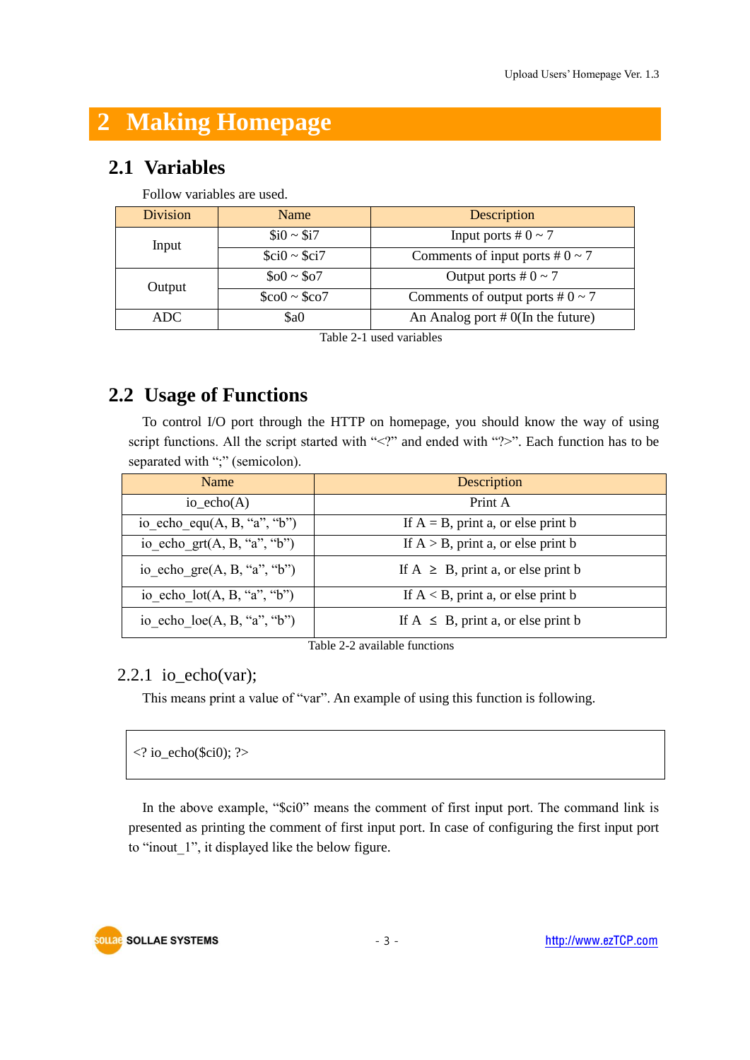# 2 Making Homepage

## 2.1 Variables

Follow variables are used.

| Division | Name | Description |
|---|---|---|
| Input | $i0 ~ $i7 | Input ports # 0 ~ 7 |
| | $ci0 ~ $ci7 | Comments of input ports # 0 ~ 7 |
| Output | $o0 ~ $o7 | Output ports # 0 ~ 7 |
| | $co0 ~ $co7 | Comments of output ports # 0 ~ 7 |
| ADC | $a0 | An Analog port # 0(In the future) |

Table 2-1 used variables

## 2.2 Usage of Functions

To control I/O port through the HTTP on homepage, you should know the way of using script functions. All the script started with "<?" and ended with "?>". Each function has to be separated with ";" (semicolon).

| Name | Description |
|---|---|
| io_echo(A) | Print A |
| io_echo_equ(A, B, "a", "b") | If A = B, print a, or else print b |
| io_echo_grt(A, B, "a", "b") | If A > B, print a, or else print b |
| io_echo_gre(A, B, "a", "b") | If A ≥ B, print a, or else print b |
| io_echo_lot(A, B, "a", "b") | If A < B, print a, or else print b |
| io_echo_loe(A, B, "a", "b") | If A ≤ B, print a, or else print b |

Table 2-2 available functions

### 2.2.1 io_echo(var);

This means print a value of "var". An example of using this function is following.

```
<? io_echo($ci0); ?>
```

In the above example, "$ci0" means the comment of first input port. The command link is presented as printing the comment of first input port. In case of configuring the first input port to "inout_1", it displayed like the below figure.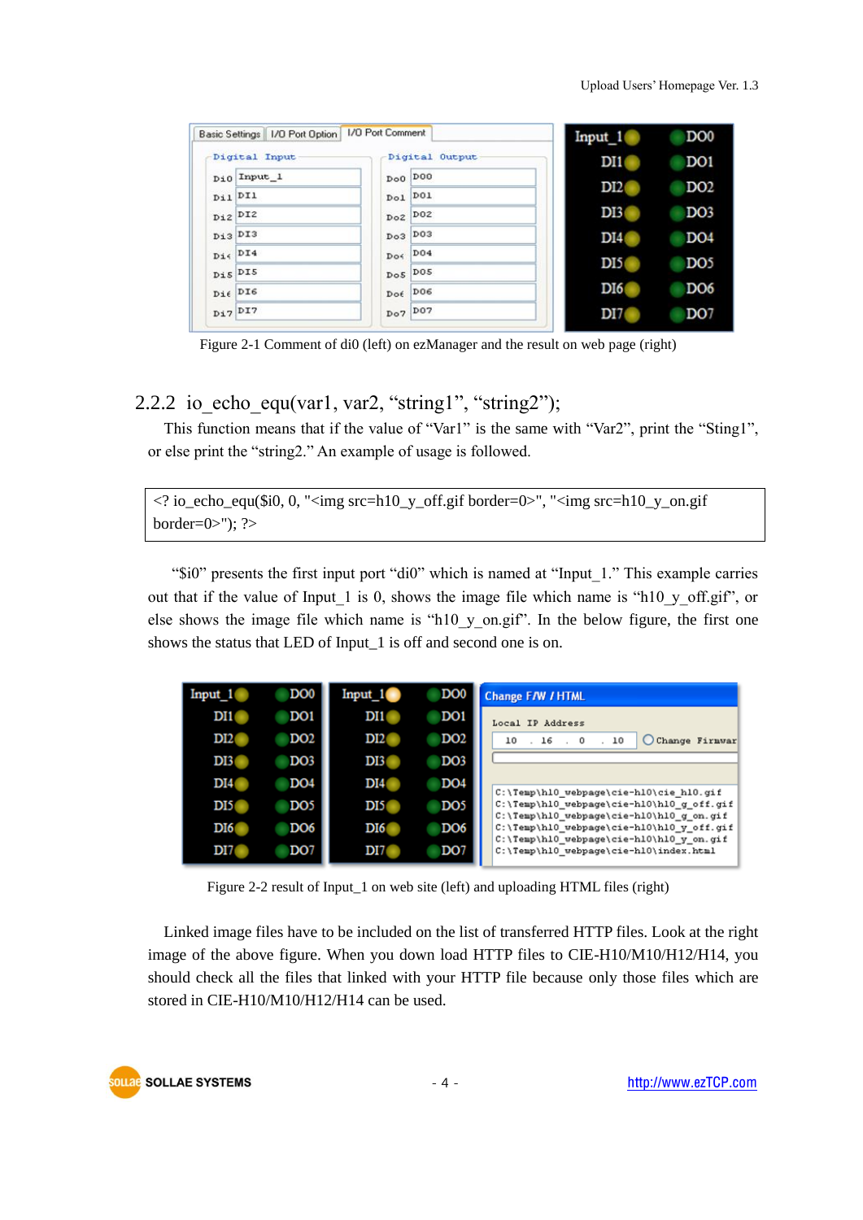Figure 2-1 Comment of di0 (left) on ezManager and the result on web page (right)

### 2.2.2 io_echo_equ(var1, var2, “string1”, “string2”);

This function means that if the value of “Var1” is the same with “Var2”, print the “Sting1”, or else print the “string2.” An example of usage is followed.

```
<? io_echo_equ($i0, 0, "<img src=h10_y_off.gif border=0>", "<img src=h10_y_on.gif border=0>"); ?>
```

“$i0” presents the first input port “di0” which is named at “Input_1.” This example carries out that if the value of Input_1 is 0, shows the image file which name is “h10_y_off.gif”, or else shows the image file which name is “h10_y_on.gif”. In the below figure, the first one shows the status that LED of Input_1 is off and second one is on.

Figure 2-2 result of Input_1 on web site (left) and uploading HTML files (right)

Linked image files have to be included on the list of transferred HTTP files. Look at the right image of the above figure. When you down load HTTP files to CIE-H10/M10/H12/H14, you should check all the files that linked with your HTTP file because only those files which are stored in CIE-H10/M10/H12/H14 can be used.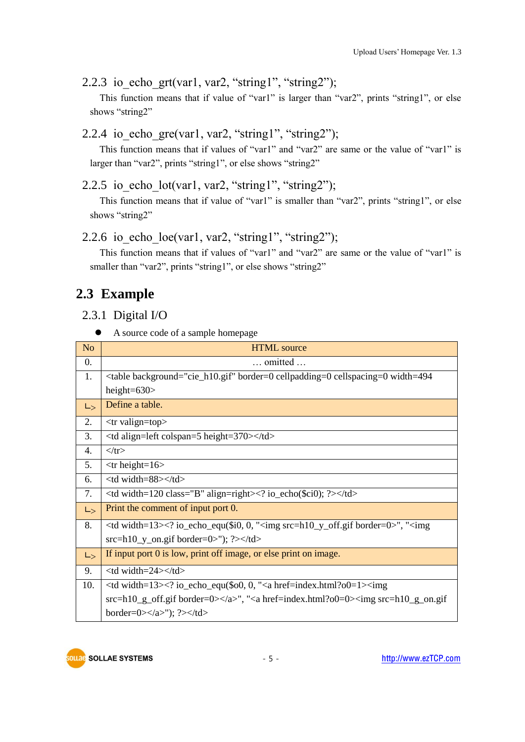### 2.2.3 io_echo_grt(var1, var2, “string1”, “string2”);

This function means that if value of “var1” is larger than “var2”, prints “string1”, or else shows “string2”

### 2.2.4 io_echo_gre(var1, var2, “string1”, “string2”);

This function means that if values of “var1” and “var2” are same or the value of “var1” is larger than “var2”, prints “string1”, or else shows “string2”

### 2.2.5 io_echo_lot(var1, var2, “string1”, “string2”);

This function means that if value of “var1” is smaller than “var2”, prints “string1”, or else shows “string2”

### 2.2.6 io_echo_loe(var1, var2, “string1”, “string2”);

This function means that if values of “var1” and “var2” are same or the value of “var1” is smaller than “var2”, prints “string1”, or else shows “string2”

## 2.3 Example

### 2.3.1 Digital I/O

- A source code of a sample homepage

| No | HTML source |
|---|---|
| 0. | … omitted … |
| 1. | <table background="cie_h10.gif" border=0 cellpadding=0 cellspacing=0 width=494 height=630> |
| ↳ | Define a table. |
| 2. | <tr valign=top> |
| 3. | <td align=left colspan=5 height=370></td> |
| 4. | </tr> |
| 5. | <tr height=16> |
| 6. | <td width=88></td> |
| 7. | <td width=120 class="B" align=right><? io_echo($ci0); ?></td> |
| ↳ | Print the comment of input port 0. |
| 8. | <td width=13><? io_echo_equ($i0, 0, "<img src=h10_y_off.gif border=0>", "<img src=h10_y_on.gif border=0>"); ?></td> |
| ↳ | If input port 0 is low, print off image, or else print on image. |
| 9. | <td width=24></td> |
| 10. | <td width=13><? io_echo_equ($o0, 0, "<a href=index.html?o0=1><img src=h10_g_off.gif border=0></a>", "<a href=index.html?o0=0><img src=h10_g_on.gif border=0></a>"); ?></td> |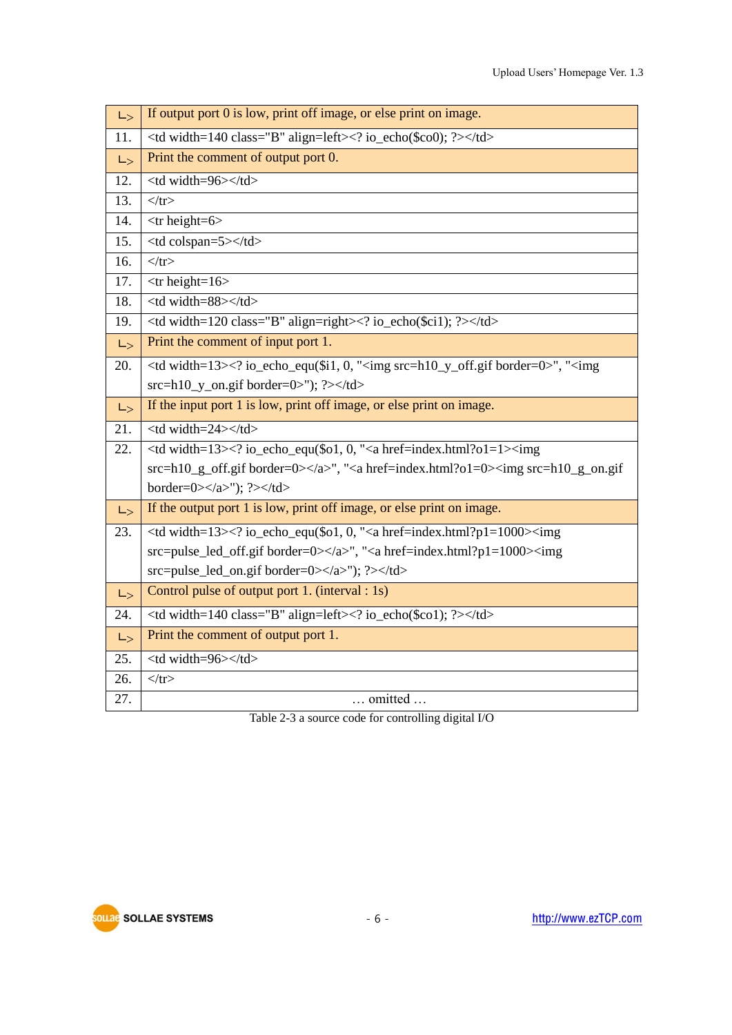| | |
|---|---|
| ↳ | If output port 0 is low, print off image, or else print on image. |
| 11. | <td width=140 class="B" align=left><? io_echo($co0); ?></td> |
| ↳ | Print the comment of output port 0. |
| 12. | <td width=96></td> |
| 13. | </tr> |
| 14. | <tr height=6> |
| 15. | <td colspan=5></td> |
| 16. | </tr> |
| 17. | <tr height=16> |
| 18. | <td width=88></td> |
| 19. | <td width=120 class="B" align=right><? io_echo($ci1); ?></td> |
| ↳ | Print the comment of input port 1. |
| 20. | <td width=13><? io_echo_equ($i1, 0, "<img src=h10_y_off.gif border=0>", "<img src=h10_y_on.gif border=0>"); ?></td> |
| ↳ | If the input port 1 is low, print off image, or else print on image. |
| 21. | <td width=24></td> |
| 22. | <td width=13><? io_echo_equ($o1, 0, "<a href=index.html?o1=1><img src=h10_g_off.gif border=0></a>", "<a href=index.html?o1=0><img src=h10_g_on.gif border=0></a>"); ?></td> |
| ↳ | If the output port 1 is low, print off image, or else print on image. |
| 23. | <td width=13><? io_echo_equ($o1, 0, "<a href=index.html?p1=1000><img src=pulse_led_off.gif border=0></a>", "<a href=index.html?p1=1000><img src=pulse_led_on.gif border=0></a>"); ?></td> |
| ↳ | Control pulse of output port 1. (interval : 1s) |
| 24. | <td width=140 class="B" align=left><? io_echo($co1); ?></td> |
| ↳ | Print the comment of output port 1. |
| 25. | <td width=96></td> |
| 26. | </tr> |
| 27. | … omitted … |

Table 2-3 a source code for controlling digital I/O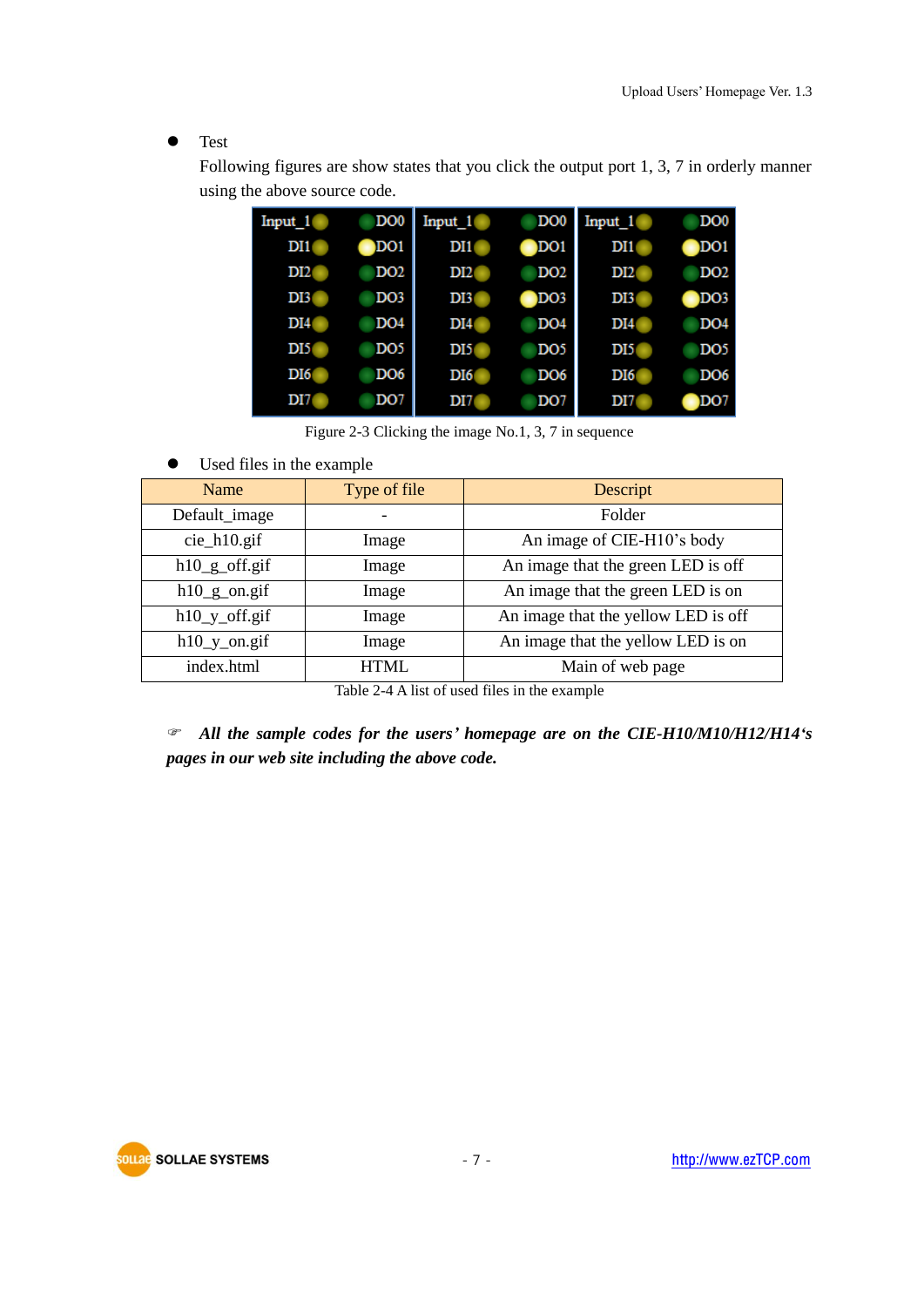- Test

  Following figures are show states that you click the output port 1, 3, 7 in orderly manner using the above source code.

Figure 2-3 Clicking the image No.1, 3, 7 in sequence

- Used files in the example

| Name | Type of file | Descript |
| --- | --- | --- |
| Default_image | - | Folder |
| cie_h10.gif | Image | An image of CIE-H10's body |
| h10_g_off.gif | Image | An image that the green LED is off |
| h10_g_on.gif | Image | An image that the green LED is on |
| h10_y_off.gif | Image | An image that the yellow LED is off |
| h10_y_on.gif | Image | An image that the yellow LED is on |
| index.html | HTML | Main of web page |

Table 2-4 A list of used files in the example

☞ ***All the sample codes for the users' homepage are on the CIE-H10/M10/H12/H14's pages in our web site including the above code.***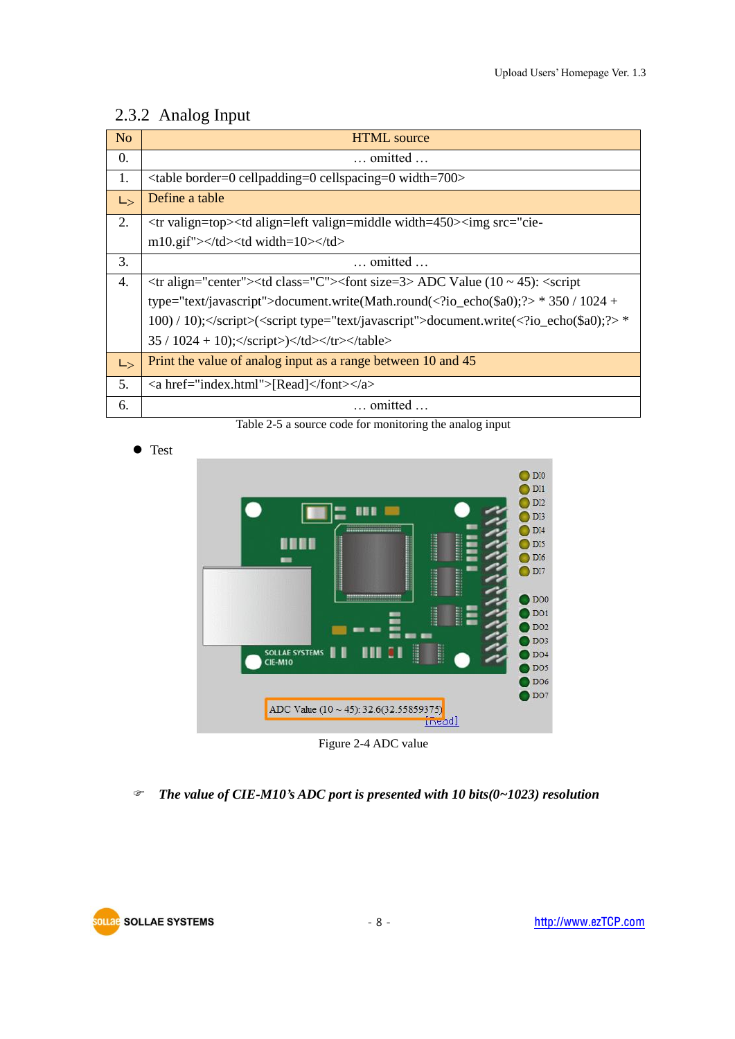## 2.3.2 Analog Input

| No | HTML source |
|---|---|
| 0. | … omitted … |
| 1. | <table border=0 cellpadding=0 cellspacing=0 width=700> |
| ㄴ> | Define a table |
| 2. | <tr valign=top><td align=left valign=middle width=450><img src="cie-m10.gif"></td><td width=10></td> |
| 3. | … omitted … |
| 4. | <tr align="center"><td class="C"><font size=3> ADC Value (10 ~ 45): <script type="text/javascript">document.write(Math.round(<?io_echo($a0);?> * 350 / 1024 + 100) / 10);</script>(<script type="text/javascript">document.write(<?io_echo($a0);?> * 35 / 1024 + 10);</script>)</td></tr></table> |
| ㄴ> | Print the value of analog input as a range between 10 and 45 |
| 5. | <a href="index.html">[Read]</font></a> |
| 6. | … omitted … |

Table 2-5 a source code for monitoring the analog input

- Test

Figure 2-4 ADC value

☞ ***The value of CIE-M10's ADC port is presented with 10 bits(0~1023) resolution***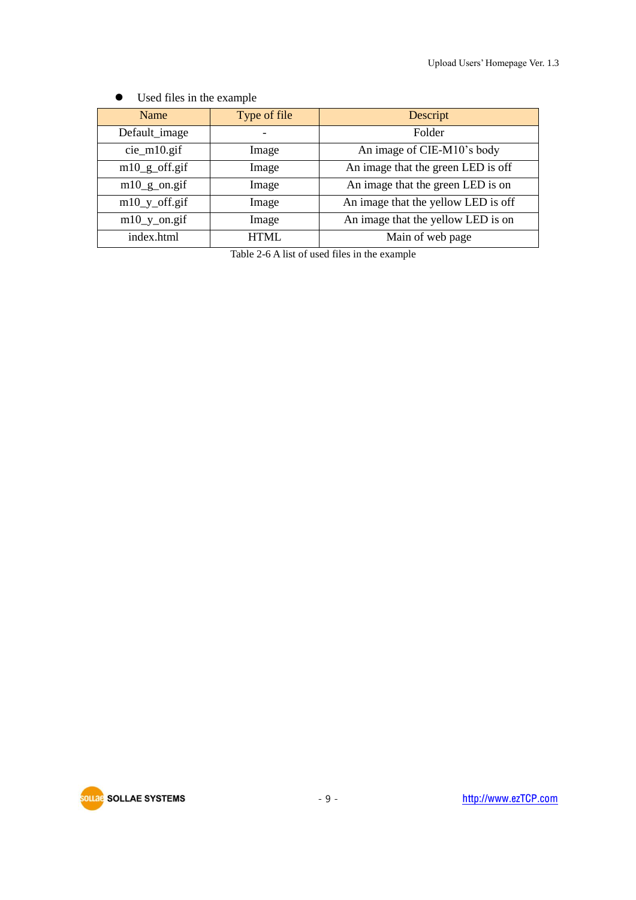- Used files in the example

| Name | Type of file | Descript |
|---|---|---|
| Default_image | - | Folder |
| cie_m10.gif | Image | An image of CIE-M10's body |
| m10_g_off.gif | Image | An image that the green LED is off |
| m10_g_on.gif | Image | An image that the green LED is on |
| m10_y_off.gif | Image | An image that the yellow LED is off |
| m10_y_on.gif | Image | An image that the yellow LED is on |
| index.html | HTML | Main of web page |

Table 2-6 A list of used files in the example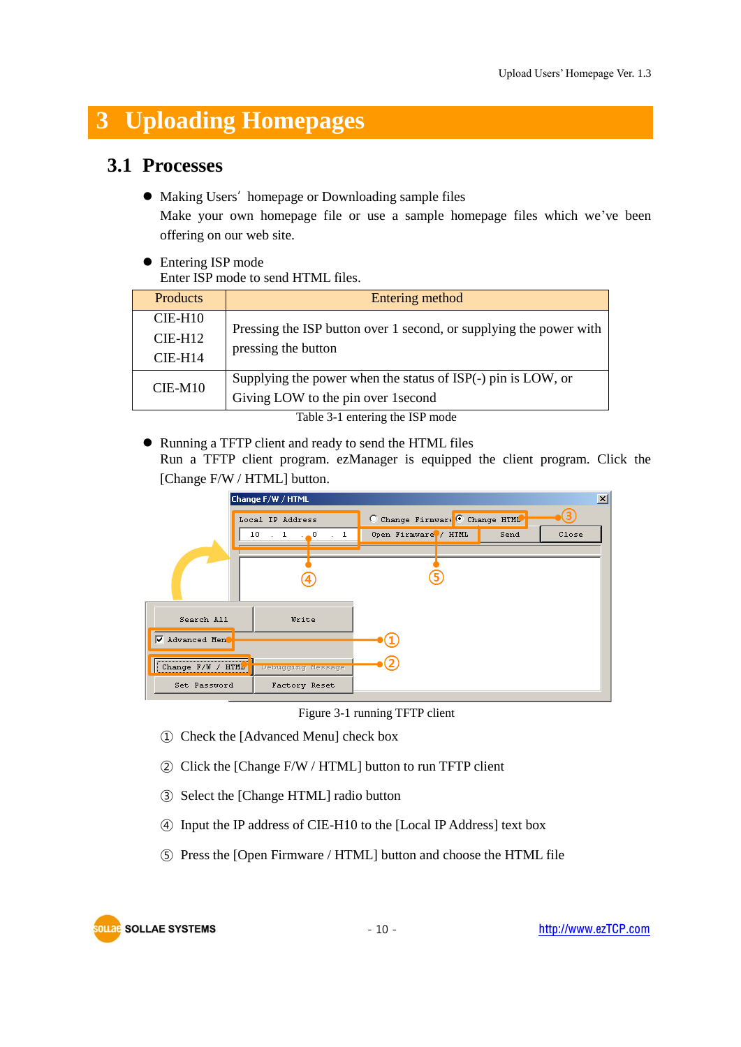# 3 Uploading Homepages

## 3.1 Processes

- Making Users' homepage or Downloading sample files
  Make your own homepage file or use a sample homepage files which we've been offering on our web site.

- Entering ISP mode
  Enter ISP mode to send HTML files.

| Products | Entering method |
|---|---|
| CIE-H10<br>CIE-H12<br>CIE-H14 | Pressing the ISP button over 1 second, or supplying the power with pressing the button |
| CIE-M10 | Supplying the power when the status of ISP(-) pin is LOW, or Giving LOW to the pin over 1second |

Table 3-1 entering the ISP mode

- Running a TFTP client and ready to send the HTML files
  Run a TFTP client program. ezManager is equipped the client program. Click the [Change F/W / HTML] button.

Figure 3-1 running TFTP client

① Check the [Advanced Menu] check box

② Click the [Change F/W / HTML] button to run TFTP client

③ Select the [Change HTML] radio button

④ Input the IP address of CIE-H10 to the [Local IP Address] text box

⑤ Press the [Open Firmware / HTML] button and choose the HTML file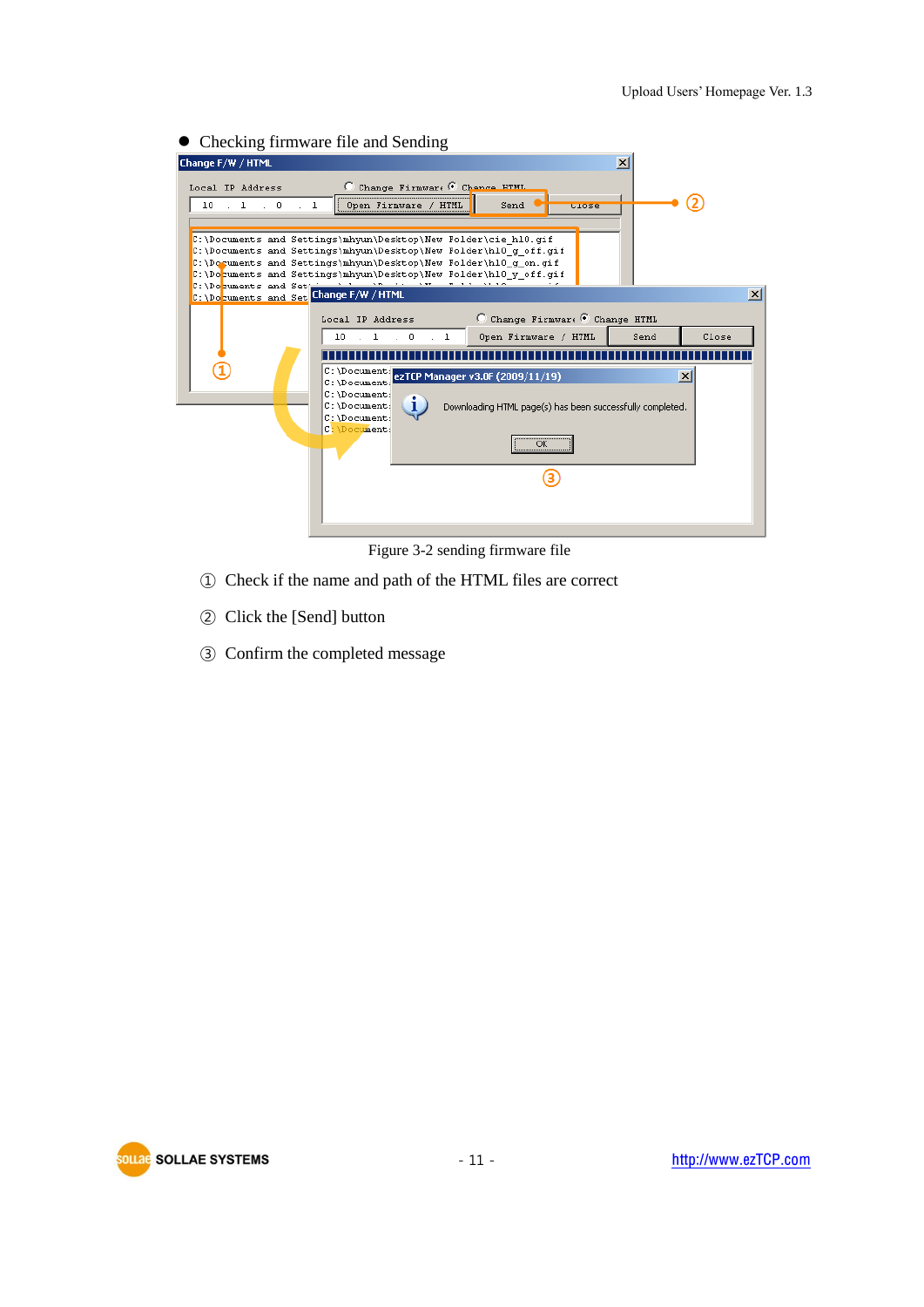- Checking firmware file and Sending

Figure 3-2 sending firmware file

① Check if the name and path of the HTML files are correct

② Click the [Send] button

③ Confirm the completed message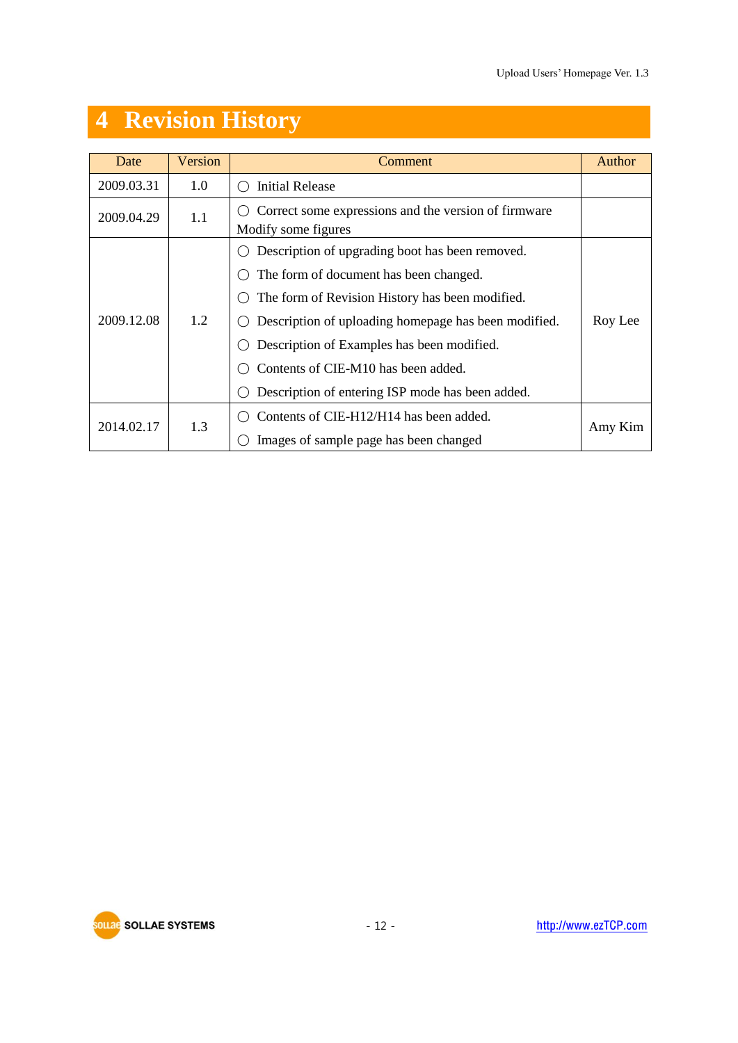# 4 Revision History

| Date | Version | Comment | Author |
|---|---|---|---|
| 2009.03.31 | 1.0 | ○ Initial Release | |
| 2009.04.29 | 1.1 | ○ Correct some expressions and the version of firmware Modify some figures | |
| 2009.12.08 | 1.2 | ○ Description of upgrading boot has been removed.<br>○ The form of document has been changed.<br>○ The form of Revision History has been modified.<br>○ Description of uploading homepage has been modified.<br>○ Description of Examples has been modified.<br>○ Contents of CIE-M10 has been added.<br>○ Description of entering ISP mode has been added. | Roy Lee |
| 2014.02.17 | 1.3 | ○ Contents of CIE-H12/H14 has been added.<br>○ Images of sample page has been changed | Amy Kim |